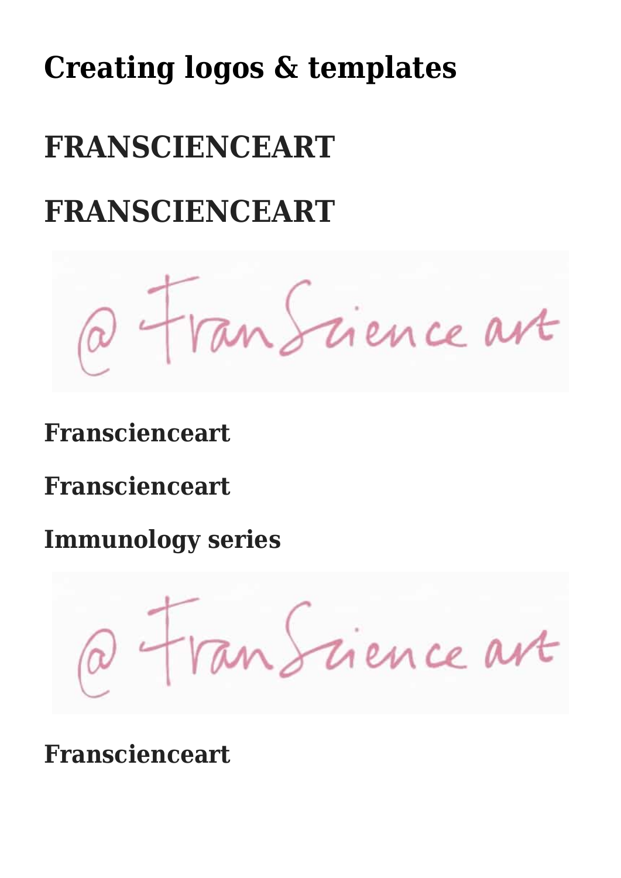# Creating logos & templates

## FRANSCIENCEART

## FRANSCIENCEART

### Franscienceart

### Franscienceart

### Immunology series

### Franscienceart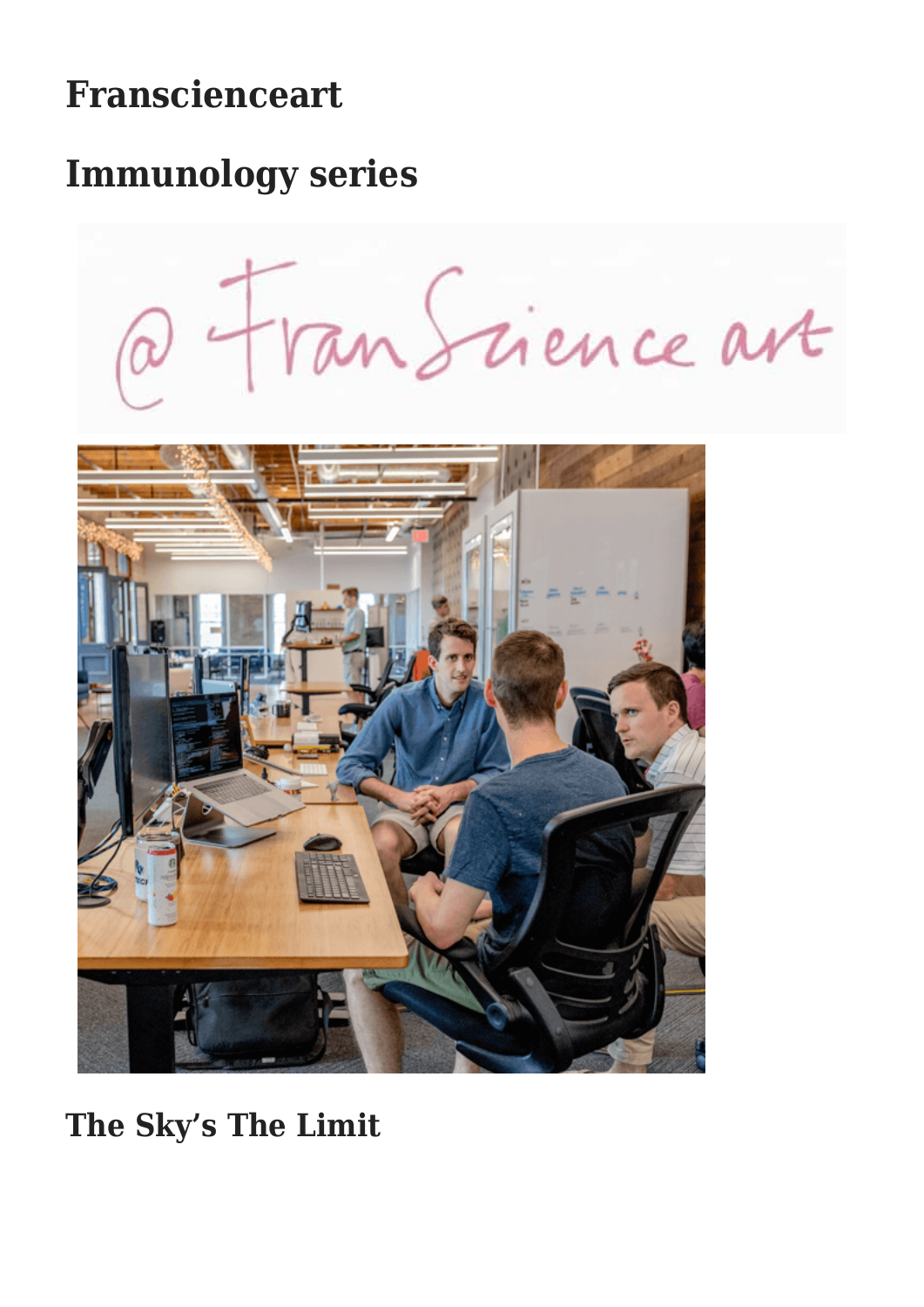## Franscienceart

## Immunology series

## The Sky's The Limit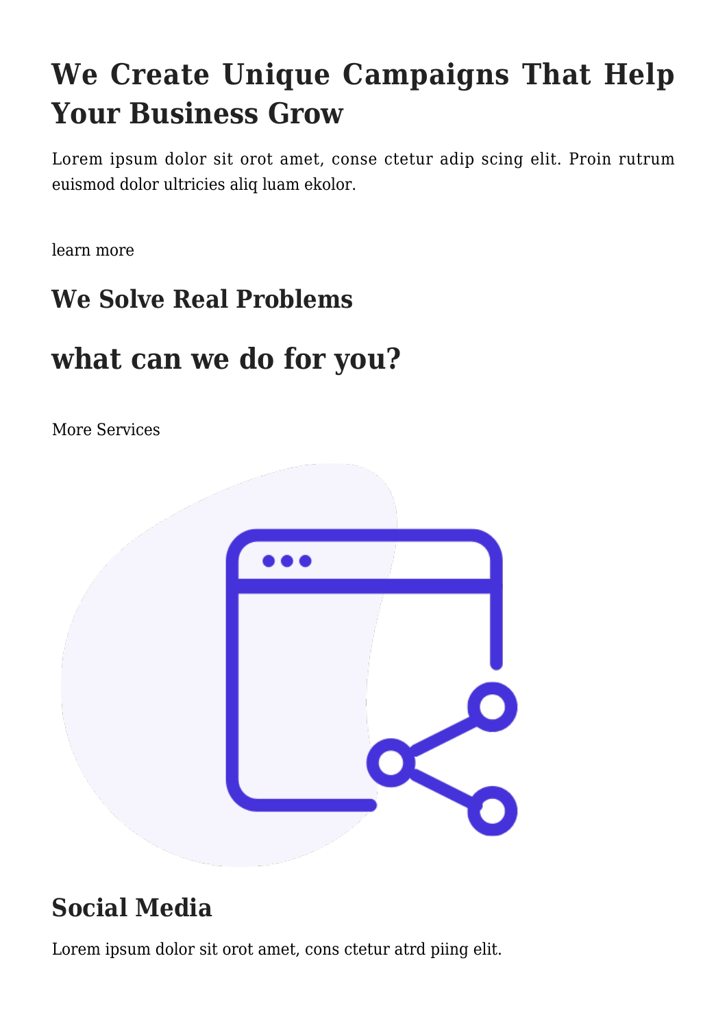# We Create Unique Campaigns That Help Your Business Grow

Lorem ipsum dolor sit orot amet, conse ctetur adip scing elit. Proin rutrum euismod dolor ultricies aliq luam ekolor.

learn more

## We Solve Real Problems

# what can we do for you?

More Services

## Social Media

Lorem ipsum dolor sit orot amet, cons ctetur atrd piing elit.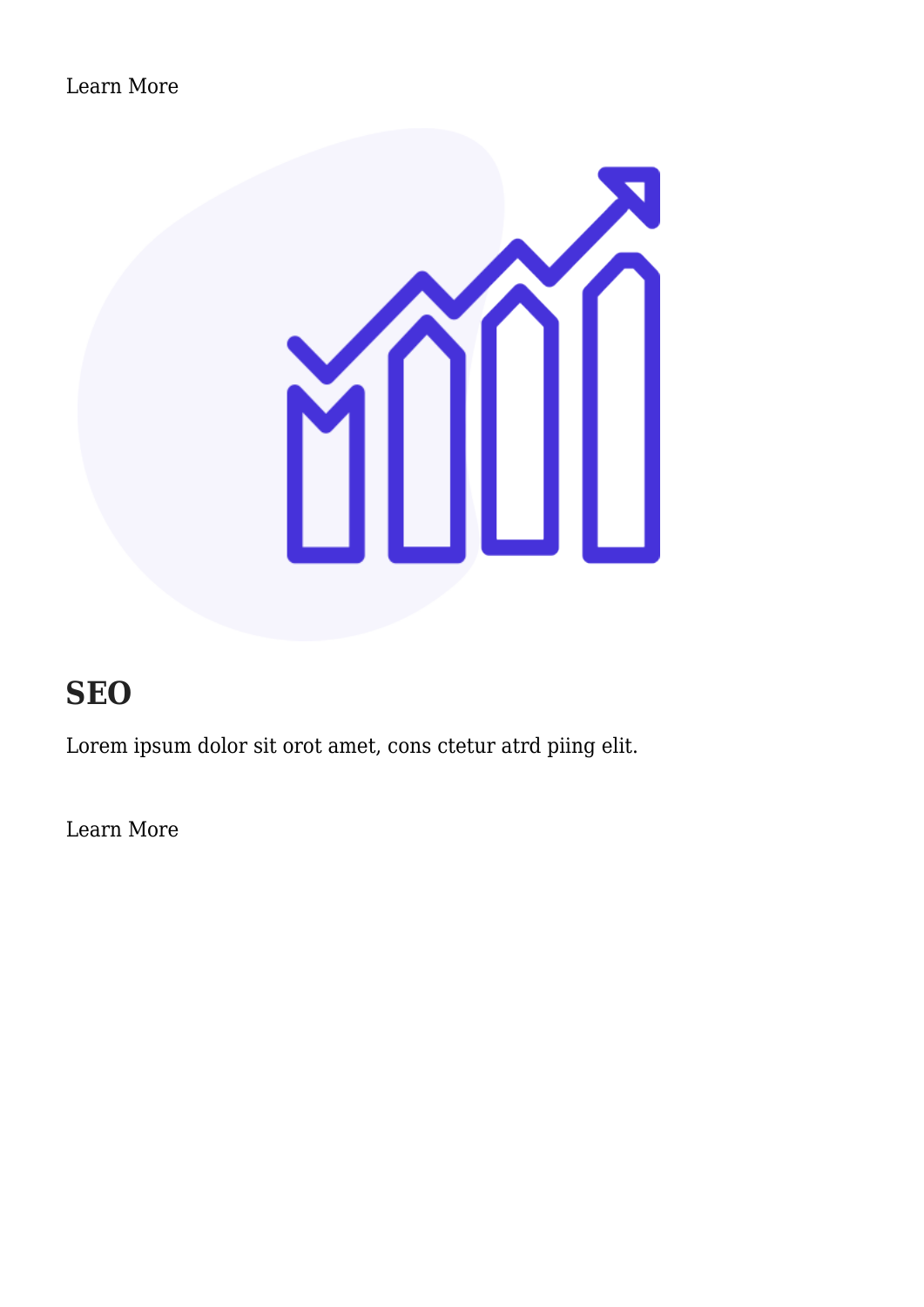Learn More

## SEO

Lorem ipsum dolor sit orot amet, cons ctetur atrd piing elit.

Learn More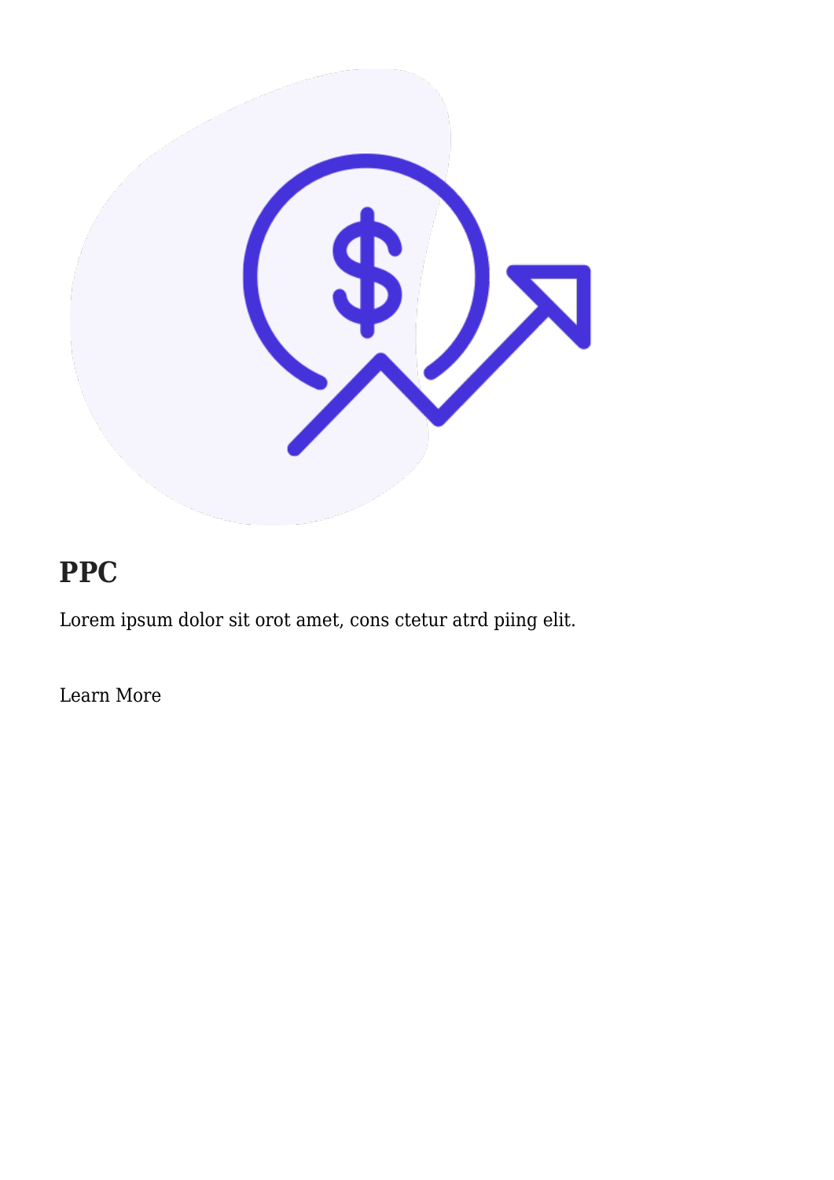## PPC

Lorem ipsum dolor sit orot amet, cons ctetur atrd piing elit.

Learn More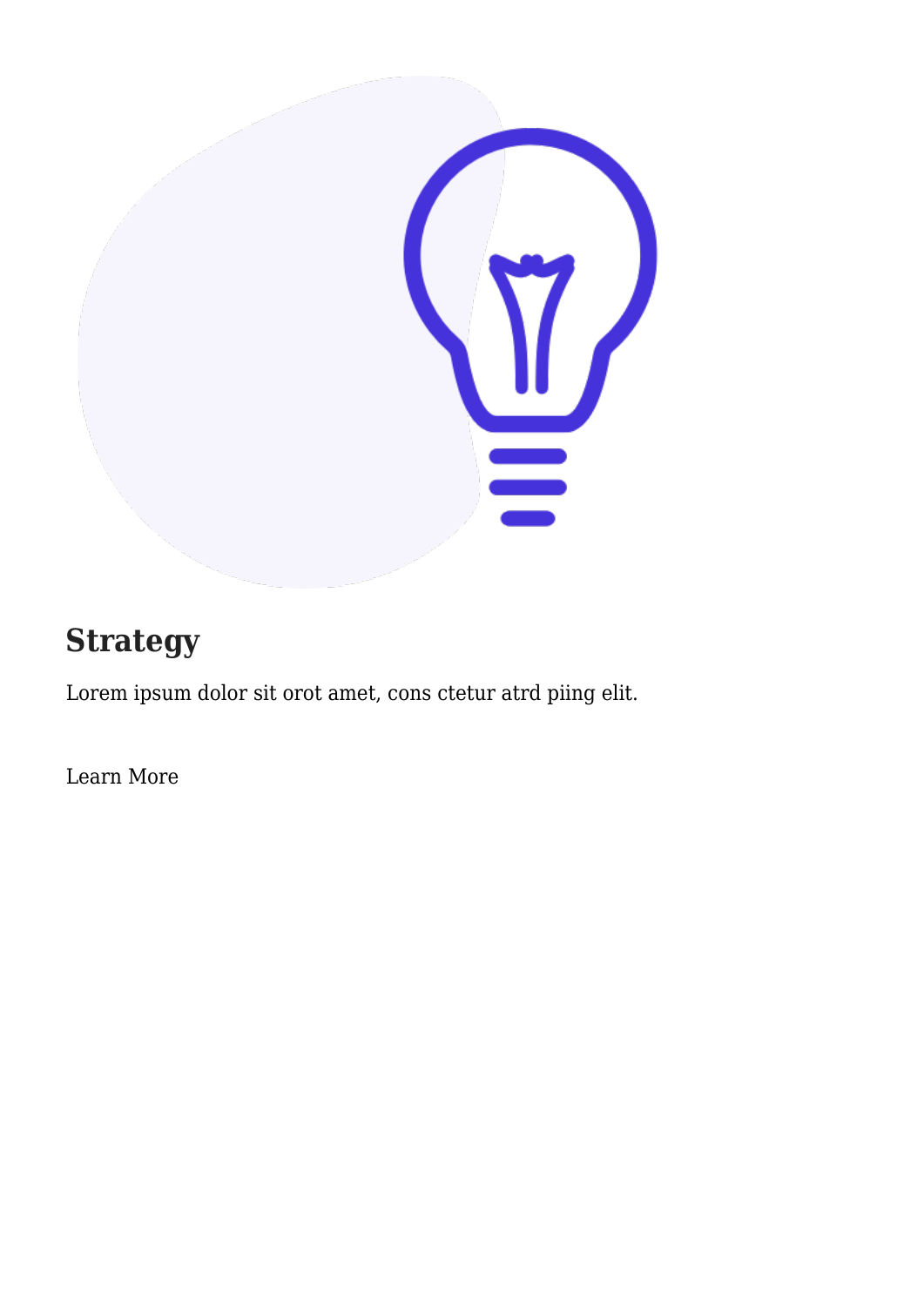## Strategy

Lorem ipsum dolor sit orot amet, cons ctetur atrd piing elit.

Learn More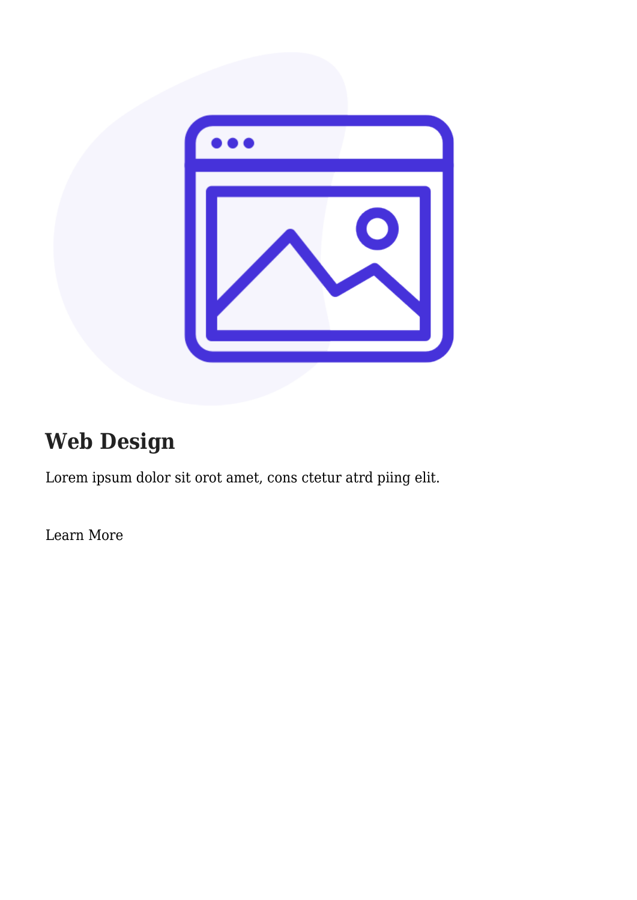## Web Design

Lorem ipsum dolor sit orot amet, cons ctetur atrd piing elit.

Learn More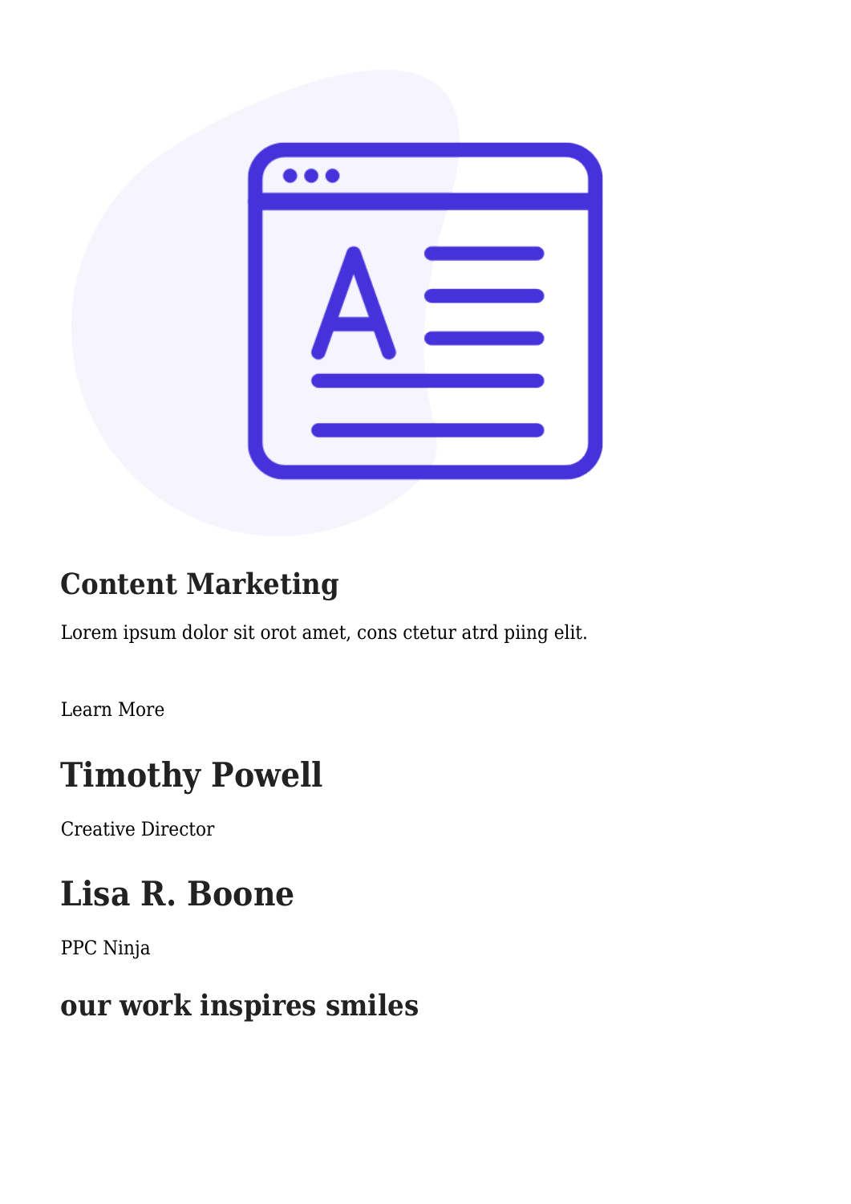### Content Marketing

Lorem ipsum dolor sit orot amet, cons ctetur atrd piing elit.

Learn More

## Timothy Powell

Creative Director

## Lisa R. Boone

PPC Ninja

### our work inspires smiles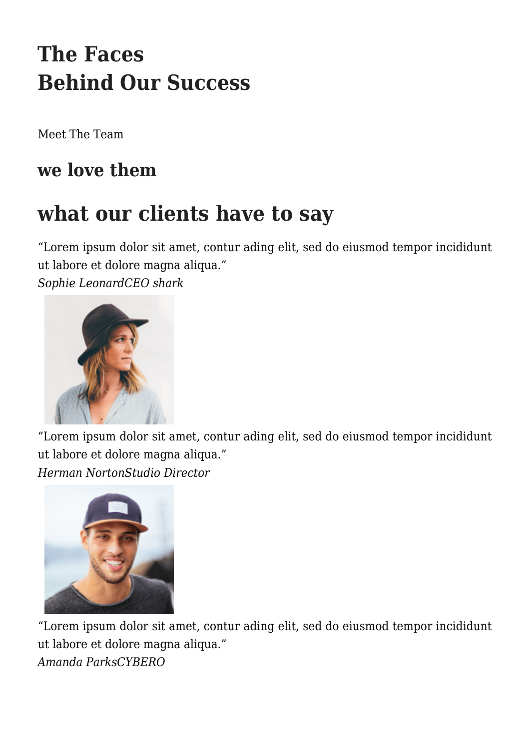# The Faces
# Behind Our Success

Meet The Team

## we love them

# what our clients have to say

“Lorem ipsum dolor sit amet, contur ading elit, sed do eiusmod tempor incididunt ut labore et dolore magna aliqua.”
*Sophie LeonardCEO shark*

“Lorem ipsum dolor sit amet, contur ading elit, sed do eiusmod tempor incididunt ut labore et dolore magna aliqua.”
*Herman NortonStudio Director*

“Lorem ipsum dolor sit amet, contur ading elit, sed do eiusmod tempor incididunt ut labore et dolore magna aliqua.”
*Amanda ParksCYBERO*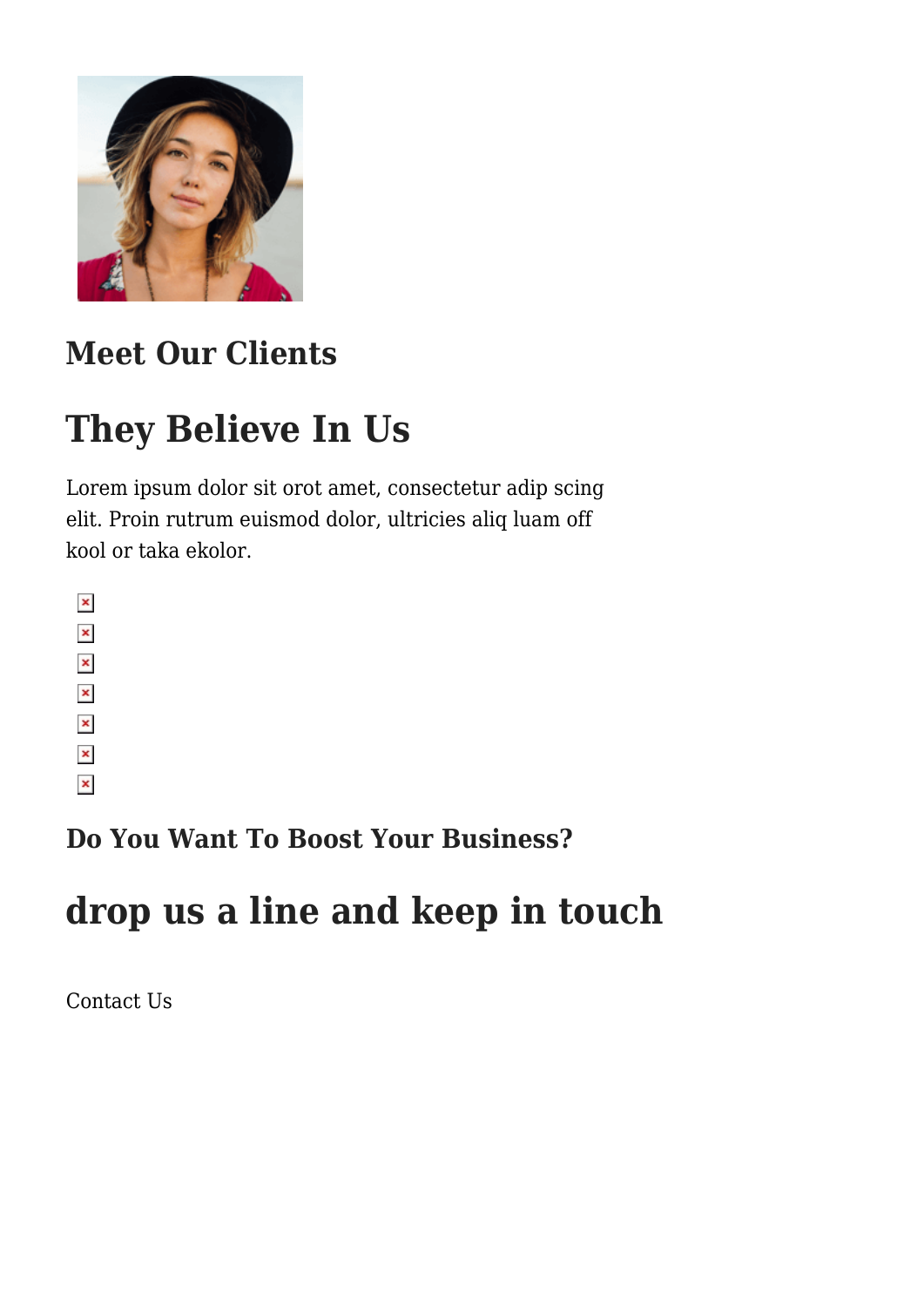### Meet Our Clients

## They Believe In Us

Lorem ipsum dolor sit orot amet, consectetur adip scing elit. Proin rutrum euismod dolor, ultricies aliq luam off kool or taka ekolor.

### Do You Want To Boost Your Business?

## drop us a line and keep in touch

Contact Us